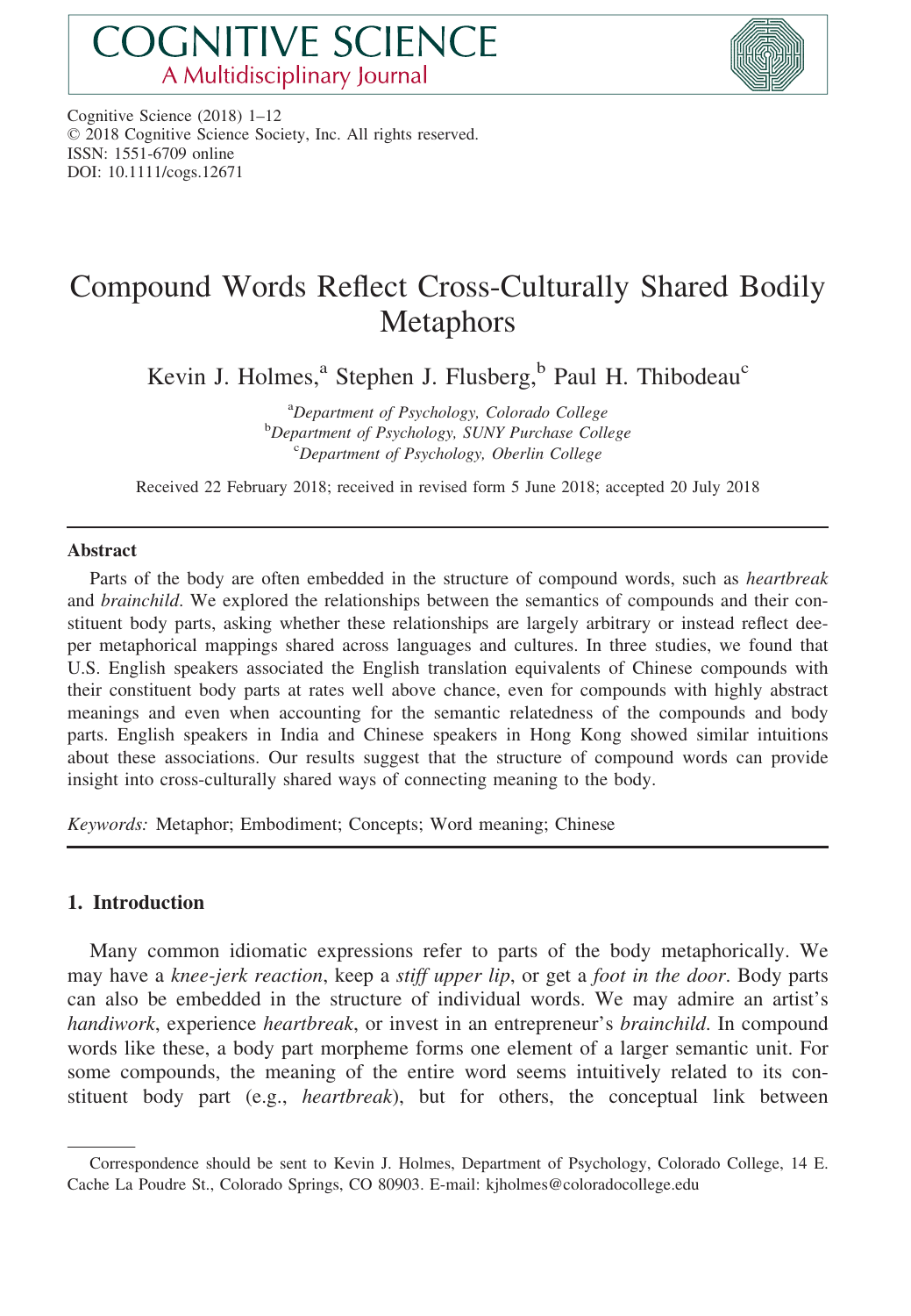# COGNITIVE SCIENCE
## A Multidisciplinary Journal

Cognitive Science (2018) 1–12
© 2018 Cognitive Science Society, Inc. All rights reserved.
ISSN: 1551-6709 online
DOI: 10.1111/cogs.12671

# Compound Words Reflect Cross-Culturally Shared Bodily Metaphors

Kevin J. Holmes,[a] Stephen J. Flusberg,[b] Paul H. Thibodeau[c]

[a]*Department of Psychology, Colorado College*
[b]*Department of Psychology, SUNY Purchase College*
[c]*Department of Psychology, Oberlin College*

Received 22 February 2018; received in revised form 5 June 2018; accepted 20 July 2018

## Abstract

Parts of the body are often embedded in the structure of compound words, such as *heartbreak* and *brainchild*. We explored the relationships between the semantics of compounds and their constituent body parts, asking whether these relationships are largely arbitrary or instead reflect deeper metaphorical mappings shared across languages and cultures. In three studies, we found that U.S. English speakers associated the English translation equivalents of Chinese compounds with their constituent body parts at rates well above chance, even for compounds with highly abstract meanings and even when accounting for the semantic relatedness of the compounds and body parts. English speakers in India and Chinese speakers in Hong Kong showed similar intuitions about these associations. Our results suggest that the structure of compound words can provide insight into cross-culturally shared ways of connecting meaning to the body.

*Keywords:* Metaphor; Embodiment; Concepts; Word meaning; Chinese

## 1. Introduction

Many common idiomatic expressions refer to parts of the body metaphorically. We may have a *knee-jerk reaction*, keep a *stiff upper lip*, or get a *foot in the door*. Body parts can also be embedded in the structure of individual words. We may admire an artist's *handiwork*, experience *heartbreak*, or invest in an entrepreneur's *brainchild*. In compound words like these, a body part morpheme forms one element of a larger semantic unit. For some compounds, the meaning of the entire word seems intuitively related to its constituent body part (e.g., *heartbreak*), but for others, the conceptual link between

---

Correspondence should be sent to Kevin J. Holmes, Department of Psychology, Colorado College, 14 E. Cache La Poudre St., Colorado Springs, CO 80903. E-mail: kjholmes@coloradocollege.edu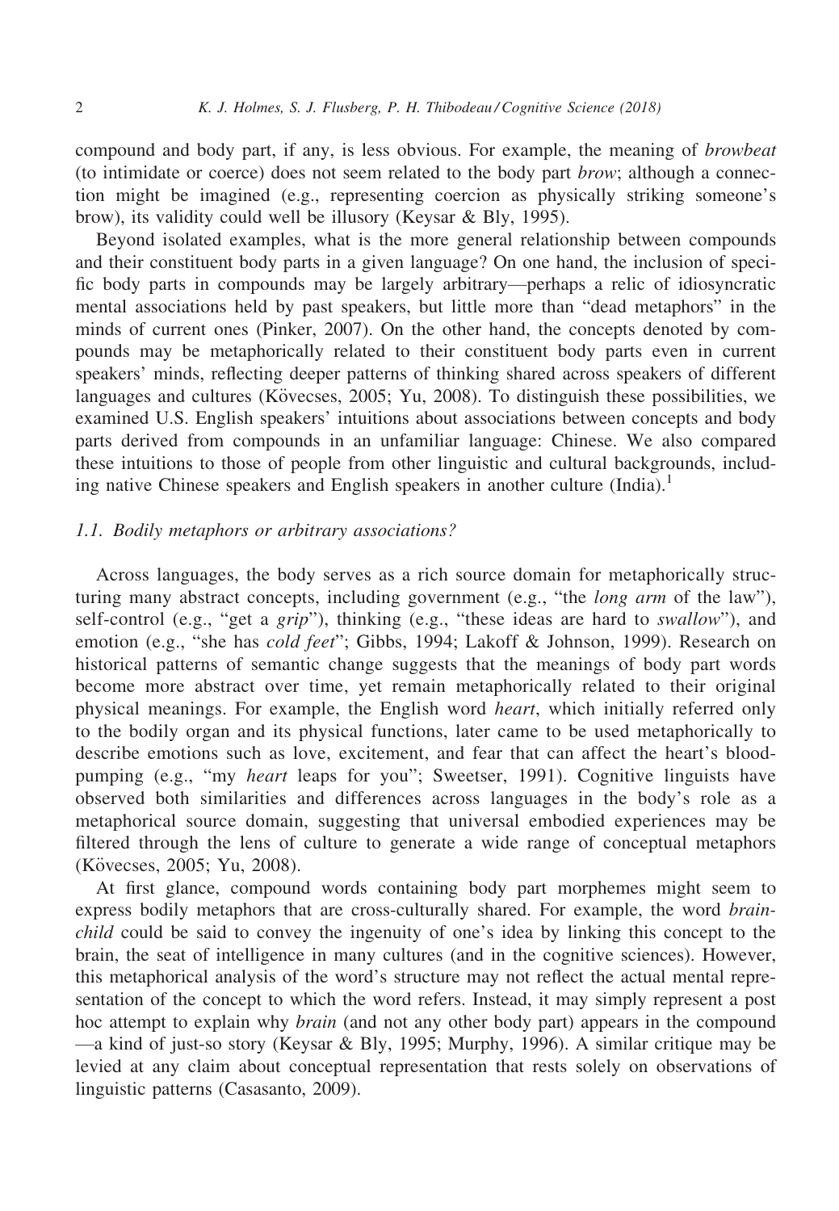compound and body part, if any, is less obvious. For example, the meaning of *browbeat* (to intimidate or coerce) does not seem related to the body part *brow*; although a connection might be imagined (e.g., representing coercion as physically striking someone's brow), its validity could well be illusory (Keysar & Bly, 1995).

Beyond isolated examples, what is the more general relationship between compounds and their constituent body parts in a given language? On one hand, the inclusion of specific body parts in compounds may be largely arbitrary—perhaps a relic of idiosyncratic mental associations held by past speakers, but little more than "dead metaphors" in the minds of current ones (Pinker, 2007). On the other hand, the concepts denoted by compounds may be metaphorically related to their constituent body parts even in current speakers' minds, reflecting deeper patterns of thinking shared across speakers of different languages and cultures (Kövecses, 2005; Yu, 2008). To distinguish these possibilities, we examined U.S. English speakers' intuitions about associations between concepts and body parts derived from compounds in an unfamiliar language: Chinese. We also compared these intuitions to those of people from other linguistic and cultural backgrounds, including native Chinese speakers and English speakers in another culture (India).[1]

### 1.1. Bodily metaphors or arbitrary associations?

Across languages, the body serves as a rich source domain for metaphorically structuring many abstract concepts, including government (e.g., "the *long arm* of the law"), self-control (e.g., "get a *grip*"), thinking (e.g., "these ideas are hard to *swallow*"), and emotion (e.g., "she has *cold feet*"; Gibbs, 1994; Lakoff & Johnson, 1999). Research on historical patterns of semantic change suggests that the meanings of body part words become more abstract over time, yet remain metaphorically related to their original physical meanings. For example, the English word *heart*, which initially referred only to the bodily organ and its physical functions, later came to be used metaphorically to describe emotions such as love, excitement, and fear that can affect the heart's blood-pumping (e.g., "my *heart* leaps for you"; Sweetser, 1991). Cognitive linguists have observed both similarities and differences across languages in the body's role as a metaphorical source domain, suggesting that universal embodied experiences may be filtered through the lens of culture to generate a wide range of conceptual metaphors (Kövecses, 2005; Yu, 2008).

At first glance, compound words containing body part morphemes might seem to express bodily metaphors that are cross-culturally shared. For example, the word *brainchild* could be said to convey the ingenuity of one's idea by linking this concept to the brain, the seat of intelligence in many cultures (and in the cognitive sciences). However, this metaphorical analysis of the word's structure may not reflect the actual mental representation of the concept to which the word refers. Instead, it may simply represent a post hoc attempt to explain why *brain* (and not any other body part) appears in the compound —a kind of just-so story (Keysar & Bly, 1995; Murphy, 1996). A similar critique may be levied at any claim about conceptual representation that rests solely on observations of linguistic patterns (Casasanto, 2009).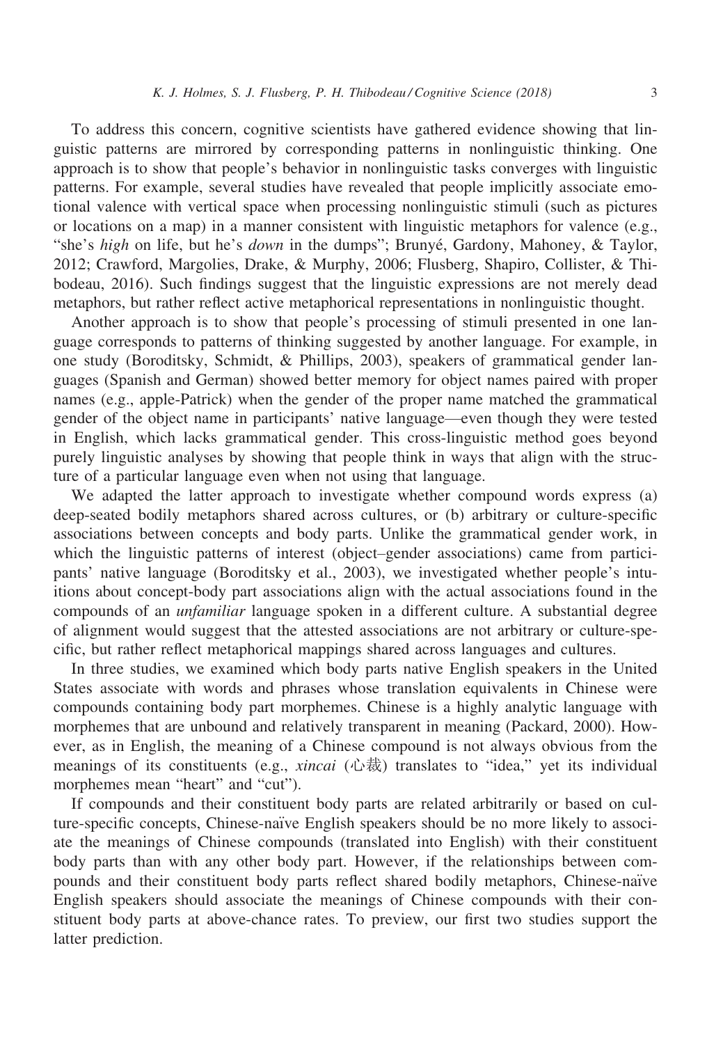To address this concern, cognitive scientists have gathered evidence showing that linguistic patterns are mirrored by corresponding patterns in nonlinguistic thinking. One approach is to show that people's behavior in nonlinguistic tasks converges with linguistic patterns. For example, several studies have revealed that people implicitly associate emotional valence with vertical space when processing nonlinguistic stimuli (such as pictures or locations on a map) in a manner consistent with linguistic metaphors for valence (e.g., "she's *high* on life, but he's *down* in the dumps"; Brunyé, Gardony, Mahoney, & Taylor, 2012; Crawford, Margolies, Drake, & Murphy, 2006; Flusberg, Shapiro, Collister, & Thibodeau, 2016). Such findings suggest that the linguistic expressions are not merely dead metaphors, but rather reflect active metaphorical representations in nonlinguistic thought.

Another approach is to show that people's processing of stimuli presented in one language corresponds to patterns of thinking suggested by another language. For example, in one study (Boroditsky, Schmidt, & Phillips, 2003), speakers of grammatical gender languages (Spanish and German) showed better memory for object names paired with proper names (e.g., apple-Patrick) when the gender of the proper name matched the grammatical gender of the object name in participants' native language—even though they were tested in English, which lacks grammatical gender. This cross-linguistic method goes beyond purely linguistic analyses by showing that people think in ways that align with the structure of a particular language even when not using that language.

We adapted the latter approach to investigate whether compound words express (a) deep-seated bodily metaphors shared across cultures, or (b) arbitrary or culture-specific associations between concepts and body parts. Unlike the grammatical gender work, in which the linguistic patterns of interest (object–gender associations) came from participants' native language (Boroditsky et al., 2003), we investigated whether people's intuitions about concept-body part associations align with the actual associations found in the compounds of an *unfamiliar* language spoken in a different culture. A substantial degree of alignment would suggest that the attested associations are not arbitrary or culture-specific, but rather reflect metaphorical mappings shared across languages and cultures.

In three studies, we examined which body parts native English speakers in the United States associate with words and phrases whose translation equivalents in Chinese were compounds containing body part morphemes. Chinese is a highly analytic language with morphemes that are unbound and relatively transparent in meaning (Packard, 2000). However, as in English, the meaning of a Chinese compound is not always obvious from the meanings of its constituents (e.g., *xincai* (心裁) translates to "idea," yet its individual morphemes mean "heart" and "cut").

If compounds and their constituent body parts are related arbitrarily or based on culture-specific concepts, Chinese-naïve English speakers should be no more likely to associate the meanings of Chinese compounds (translated into English) with their constituent body parts than with any other body part. However, if the relationships between compounds and their constituent body parts reflect shared bodily metaphors, Chinese-naïve English speakers should associate the meanings of Chinese compounds with their constituent body parts at above-chance rates. To preview, our first two studies support the latter prediction.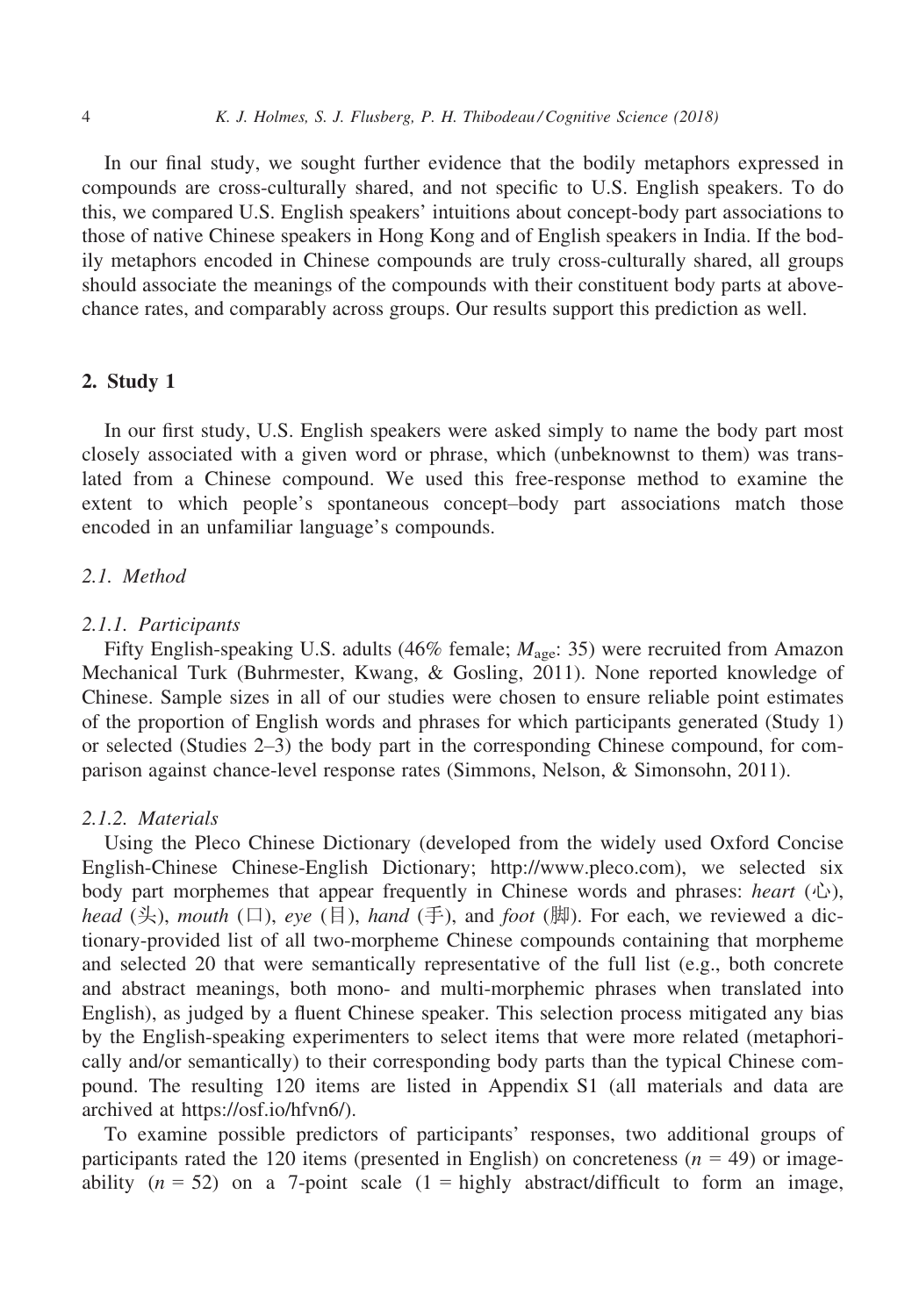In our final study, we sought further evidence that the bodily metaphors expressed in compounds are cross-culturally shared, and not specific to U.S. English speakers. To do this, we compared U.S. English speakers' intuitions about concept-body part associations to those of native Chinese speakers in Hong Kong and of English speakers in India. If the bodily metaphors encoded in Chinese compounds are truly cross-culturally shared, all groups should associate the meanings of the compounds with their constituent body parts at above-chance rates, and comparably across groups. Our results support this prediction as well.

## 2. Study 1

In our first study, U.S. English speakers were asked simply to name the body part most closely associated with a given word or phrase, which (unbeknownst to them) was translated from a Chinese compound. We used this free-response method to examine the extent to which people's spontaneous concept–body part associations match those encoded in an unfamiliar language's compounds.

### 2.1. Method

#### 2.1.1. Participants

Fifty English-speaking U.S. adults (46% female; $M_{age}$: 35) were recruited from Amazon Mechanical Turk (Buhrmester, Kwang, & Gosling, 2011). None reported knowledge of Chinese. Sample sizes in all of our studies were chosen to ensure reliable point estimates of the proportion of English words and phrases for which participants generated (Study 1) or selected (Studies 2–3) the body part in the corresponding Chinese compound, for comparison against chance-level response rates (Simmons, Nelson, & Simonsohn, 2011).

#### 2.1.2. Materials

Using the Pleco Chinese Dictionary (developed from the widely used Oxford Concise English-Chinese Chinese-English Dictionary; http://www.pleco.com), we selected six body part morphemes that appear frequently in Chinese words and phrases: *heart* (心), *head* (头), *mouth* (口), *eye* (目), *hand* (手), and *foot* (脚). For each, we reviewed a dictionary-provided list of all two-morpheme Chinese compounds containing that morpheme and selected 20 that were semantically representative of the full list (e.g., both concrete and abstract meanings, both mono- and multi-morphemic phrases when translated into English), as judged by a fluent Chinese speaker. This selection process mitigated any bias by the English-speaking experimenters to select items that were more related (metaphorically and/or semantically) to their corresponding body parts than the typical Chinese compound. The resulting 120 items are listed in Appendix S1 (all materials and data are archived at https://osf.io/hfvn6/).

To examine possible predictors of participants' responses, two additional groups of participants rated the 120 items (presented in English) on concreteness ($n$ = 49) or imageability ($n$ = 52) on a 7-point scale (1 = highly abstract/difficult to form an image,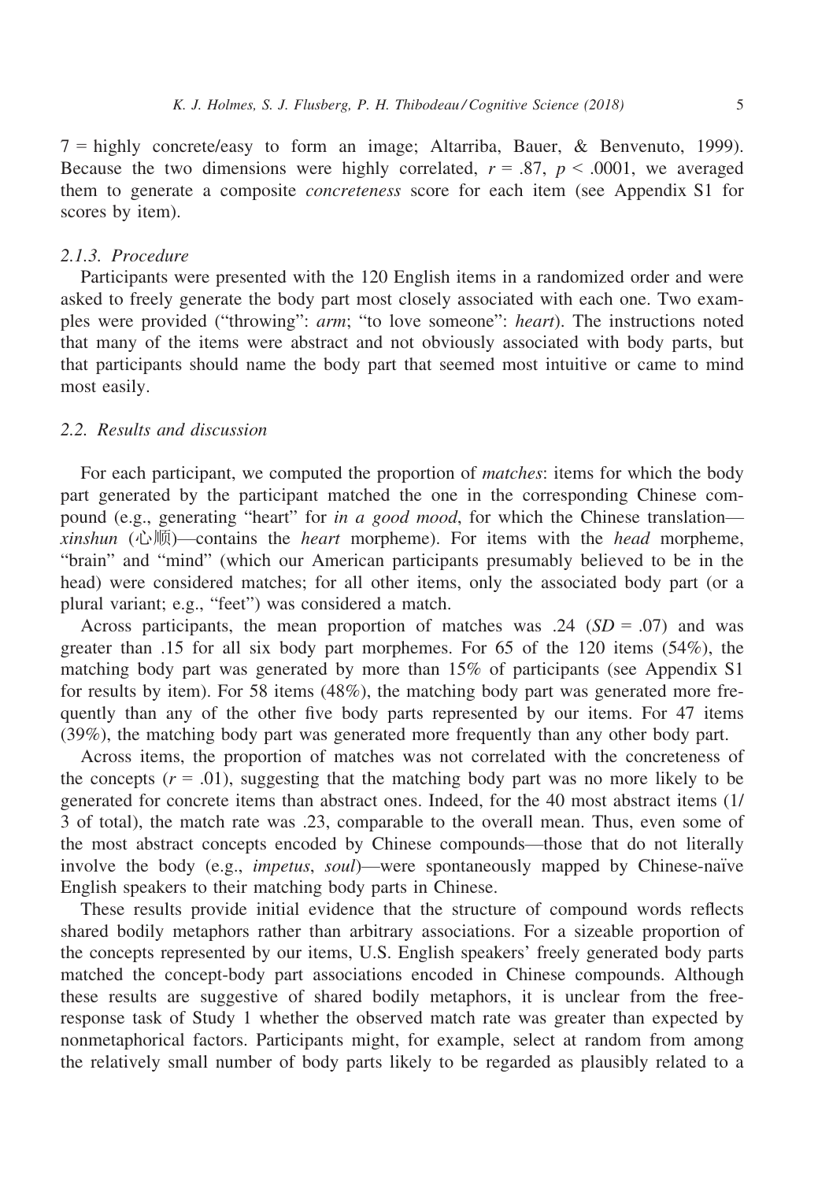7 = highly concrete/easy to form an image; Altarriba, Bauer, & Benvenuto, 1999). Because the two dimensions were highly correlated, $r = .87$, $p < .0001$, we averaged them to generate a composite *concreteness* score for each item (see Appendix S1 for scores by item).

#### 2.1.3. Procedure

Participants were presented with the 120 English items in a randomized order and were asked to freely generate the body part most closely associated with each one. Two examples were provided (“throwing”: *arm*; “to love someone”: *heart*). The instructions noted that many of the items were abstract and not obviously associated with body parts, but that participants should name the body part that seemed most intuitive or came to mind most easily.

### 2.2. Results and discussion

For each participant, we computed the proportion of *matches*: items for which the body part generated by the participant matched the one in the corresponding Chinese compound (e.g., generating “heart” for *in a good mood*, for which the Chinese translation—*xinshun* (心顺)—contains the *heart* morpheme). For items with the *head* morpheme, “brain” and “mind” (which our American participants presumably believed to be in the head) were considered matches; for all other items, only the associated body part (or a plural variant; e.g., “feet”) was considered a match.

Across participants, the mean proportion of matches was .24 ($SD = .07$) and was greater than .15 for all six body part morphemes. For 65 of the 120 items (54%), the matching body part was generated by more than 15% of participants (see Appendix S1 for results by item). For 58 items (48%), the matching body part was generated more frequently than any of the other five body parts represented by our items. For 47 items (39%), the matching body part was generated more frequently than any other body part.

Across items, the proportion of matches was not correlated with the concreteness of the concepts ($r = .01$), suggesting that the matching body part was no more likely to be generated for concrete items than abstract ones. Indeed, for the 40 most abstract items (1/3 of total), the match rate was .23, comparable to the overall mean. Thus, even some of the most abstract concepts encoded by Chinese compounds—those that do not literally involve the body (e.g., *impetus*, *soul*)—were spontaneously mapped by Chinese-naïve English speakers to their matching body parts in Chinese.

These results provide initial evidence that the structure of compound words reflects shared bodily metaphors rather than arbitrary associations. For a sizeable proportion of the concepts represented by our items, U.S. English speakers’ freely generated body parts matched the concept-body part associations encoded in Chinese compounds. Although these results are suggestive of shared bodily metaphors, it is unclear from the free-response task of Study 1 whether the observed match rate was greater than expected by nonmetaphorical factors. Participants might, for example, select at random from among the relatively small number of body parts likely to be regarded as plausibly related to a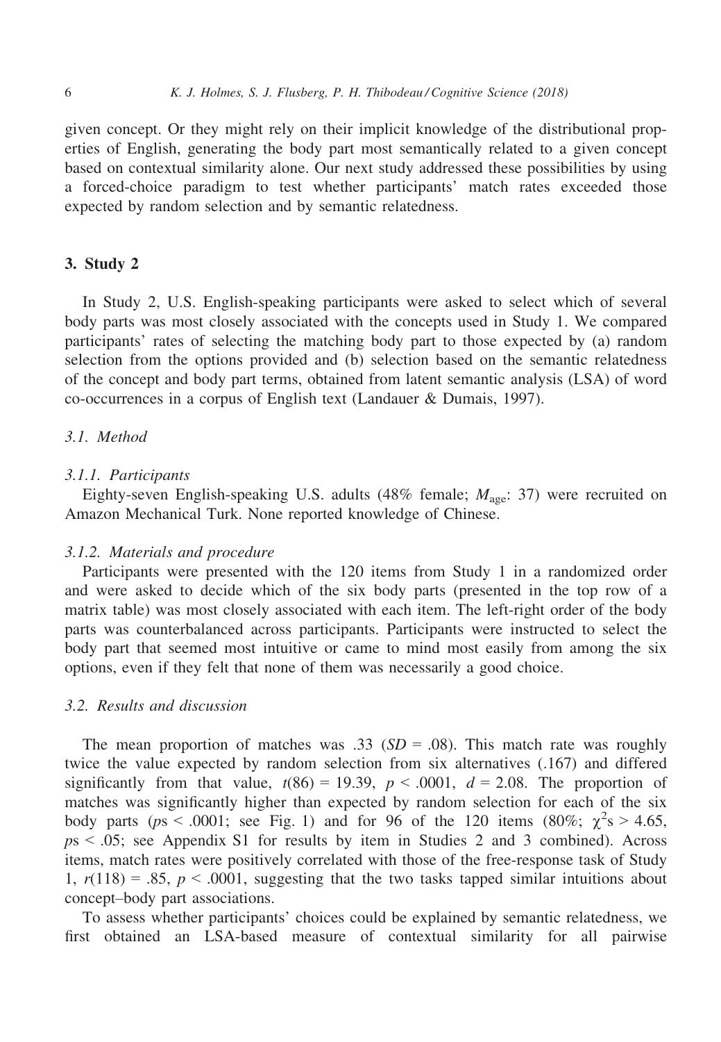given concept. Or they might rely on their implicit knowledge of the distributional properties of English, generating the body part most semantically related to a given concept based on contextual similarity alone. Our next study addressed these possibilities by using a forced-choice paradigm to test whether participants' match rates exceeded those expected by random selection and by semantic relatedness.

## 3. Study 2

In Study 2, U.S. English-speaking participants were asked to select which of several body parts was most closely associated with the concepts used in Study 1. We compared participants' rates of selecting the matching body part to those expected by (a) random selection from the options provided and (b) selection based on the semantic relatedness of the concept and body part terms, obtained from latent semantic analysis (LSA) of word co-occurrences in a corpus of English text (Landauer & Dumais, 1997).

### *3.1. Method*

#### *3.1.1. Participants*

Eighty-seven English-speaking U.S. adults (48% female; $M_{\text{age}}$: 37) were recruited on Amazon Mechanical Turk. None reported knowledge of Chinese.

#### *3.1.2. Materials and procedure*

Participants were presented with the 120 items from Study 1 in a randomized order and were asked to decide which of the six body parts (presented in the top row of a matrix table) was most closely associated with each item. The left-right order of the body parts was counterbalanced across participants. Participants were instructed to select the body part that seemed most intuitive or came to mind most easily from among the six options, even if they felt that none of them was necessarily a good choice.

### *3.2. Results and discussion*

The mean proportion of matches was .33 ($SD$ = .08). This match rate was roughly twice the value expected by random selection from six alternatives (.167) and differed significantly from that value, $t(86) = 19.39$, $p < .0001$, $d = 2.08$. The proportion of matches was significantly higher than expected by random selection for each of the six body parts ($p$s < .0001; see Fig. 1) and for 96 of the 120 items (80%; $\chi^2$s > 4.65, $p$s < .05; see Appendix S1 for results by item in Studies 2 and 3 combined). Across items, match rates were positively correlated with those of the free-response task of Study 1, $r(118) = .85$, $p < .0001$, suggesting that the two tasks tapped similar intuitions about concept–body part associations.

To assess whether participants' choices could be explained by semantic relatedness, we first obtained an LSA-based measure of contextual similarity for all pairwise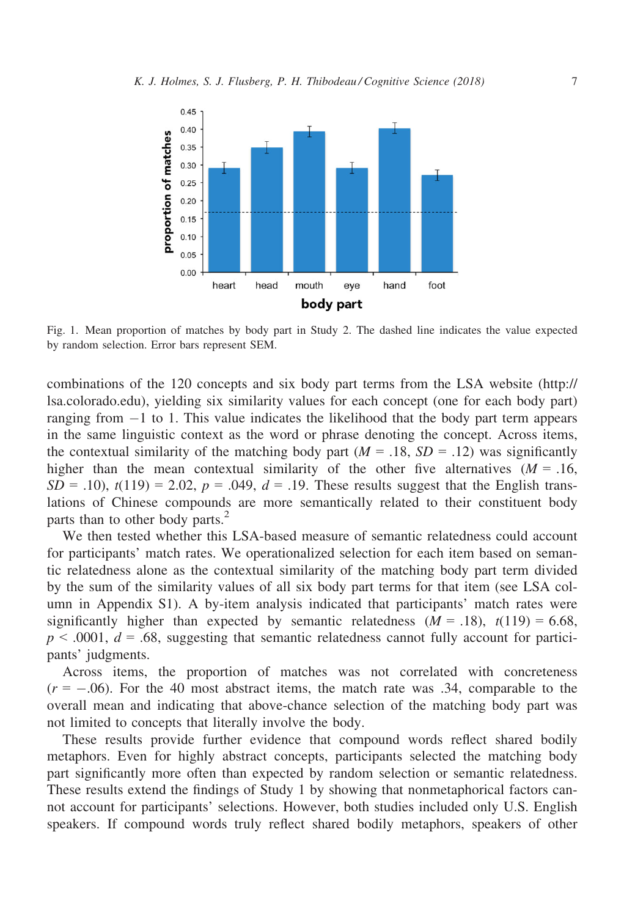Fig. 1. Mean proportion of matches by body part in Study 2. The dashed line indicates the value expected by random selection. Error bars represent SEM.

combinations of the 120 concepts and six body part terms from the LSA website (http://lsa.colorado.edu), yielding six similarity values for each concept (one for each body part) ranging from −1 to 1. This value indicates the likelihood that the body part term appears in the same linguistic context as the word or phrase denoting the concept. Across items, the contextual similarity of the matching body part ($M = .18$, $SD = .12$) was significantly higher than the mean contextual similarity of the other five alternatives ($M = .16$, $SD = .10$), $t(119) = 2.02$, $p = .049$, $d = .19$. These results suggest that the English translations of Chinese compounds are more semantically related to their constituent body parts than to other body parts.[2]

We then tested whether this LSA-based measure of semantic relatedness could account for participants' match rates. We operationalized selection for each item based on semantic relatedness alone as the contextual similarity of the matching body part term divided by the sum of the similarity values of all six body part terms for that item (see LSA column in Appendix S1). A by-item analysis indicated that participants' match rates were significantly higher than expected by semantic relatedness ($M = .18$), $t(119) = 6.68$, $p < .0001$, $d = .68$, suggesting that semantic relatedness cannot fully account for participants' judgments.

Across items, the proportion of matches was not correlated with concreteness ($r = -.06$). For the 40 most abstract items, the match rate was .34, comparable to the overall mean and indicating that above-chance selection of the matching body part was not limited to concepts that literally involve the body.

These results provide further evidence that compound words reflect shared bodily metaphors. Even for highly abstract concepts, participants selected the matching body part significantly more often than expected by random selection or semantic relatedness. These results extend the findings of Study 1 by showing that nonmetaphorical factors cannot account for participants' selections. However, both studies included only U.S. English speakers. If compound words truly reflect shared bodily metaphors, speakers of other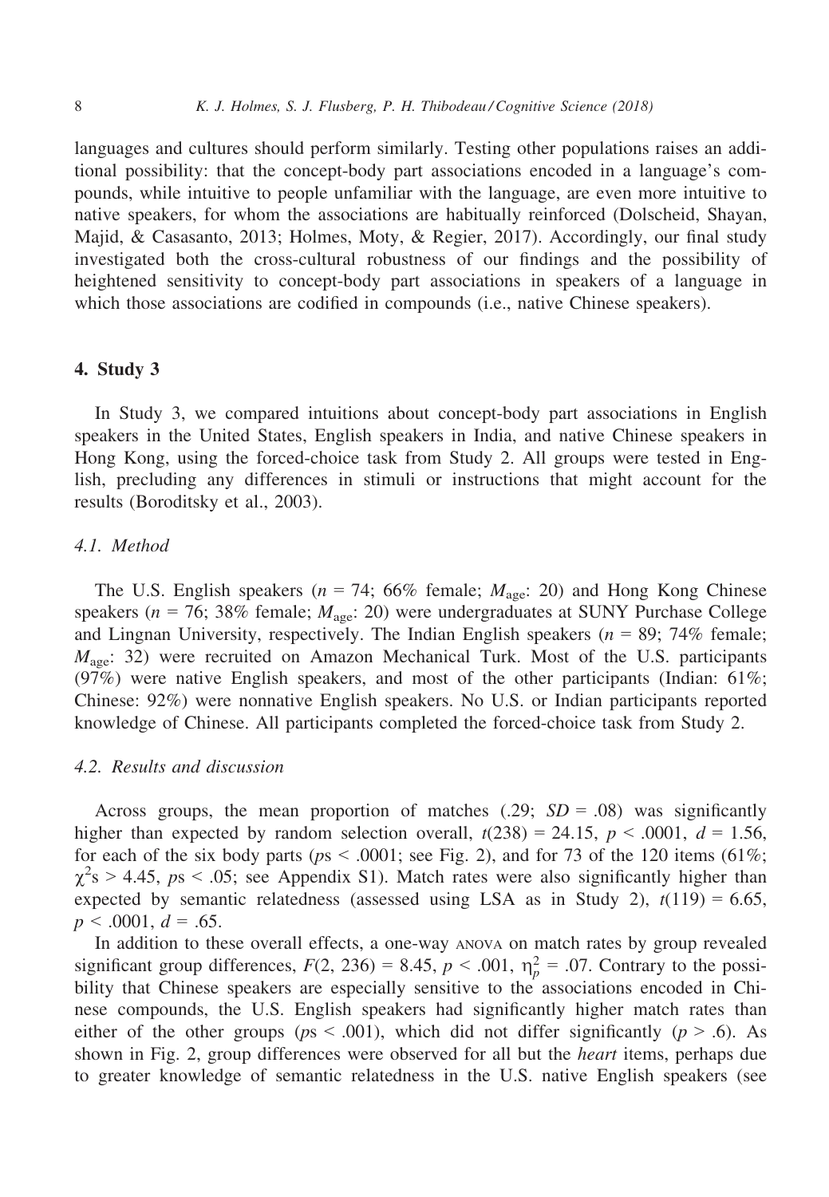languages and cultures should perform similarly. Testing other populations raises an additional possibility: that the concept-body part associations encoded in a language's compounds, while intuitive to people unfamiliar with the language, are even more intuitive to native speakers, for whom the associations are habitually reinforced (Dolscheid, Shayan, Majid, & Casasanto, 2013; Holmes, Moty, & Regier, 2017). Accordingly, our final study investigated both the cross-cultural robustness of our findings and the possibility of heightened sensitivity to concept-body part associations in speakers of a language in which those associations are codified in compounds (i.e., native Chinese speakers).

## 4. Study 3

In Study 3, we compared intuitions about concept-body part associations in English speakers in the United States, English speakers in India, and native Chinese speakers in Hong Kong, using the forced-choice task from Study 2. All groups were tested in English, precluding any differences in stimuli or instructions that might account for the results (Boroditsky et al., 2003).

### 4.1. Method

The U.S. English speakers ($n$ = 74; 66% female; $M_{\text{age}}$: 20) and Hong Kong Chinese speakers ($n$ = 76; 38% female; $M_{\text{age}}$: 20) were undergraduates at SUNY Purchase College and Lingnan University, respectively. The Indian English speakers ($n$ = 89; 74% female; $M_{\text{age}}$: 32) were recruited on Amazon Mechanical Turk. Most of the U.S. participants (97%) were native English speakers, and most of the other participants (Indian: 61%; Chinese: 92%) were nonnative English speakers. No U.S. or Indian participants reported knowledge of Chinese. All participants completed the forced-choice task from Study 2.

### 4.2. Results and discussion

Across groups, the mean proportion of matches (.29; $SD$ = .08) was significantly higher than expected by random selection overall, $t(238) = 24.15$, $p < .0001$, $d = 1.56$, for each of the six body parts ($p\text{s} < .0001$; see Fig. 2), and for 73 of the 120 items (61%; $\chi^2\text{s} > 4.45$, $p\text{s} < .05$; see Appendix S1). Match rates were also significantly higher than expected by semantic relatedness (assessed using LSA as in Study 2), $t(119) = 6.65$, $p < .0001$, $d = .65$.

In addition to these overall effects, a one-way ANOVA on match rates by group revealed significant group differences, $F(2, 236) = 8.45$, $p < .001$, $\eta_p^2 = .07$. Contrary to the possibility that Chinese speakers are especially sensitive to the associations encoded in Chinese compounds, the U.S. English speakers had significantly higher match rates than either of the other groups ($p\text{s} < .001$), which did not differ significantly ($p > .6$). As shown in Fig. 2, group differences were observed for all but the *heart* items, perhaps due to greater knowledge of semantic relatedness in the U.S. native English speakers (see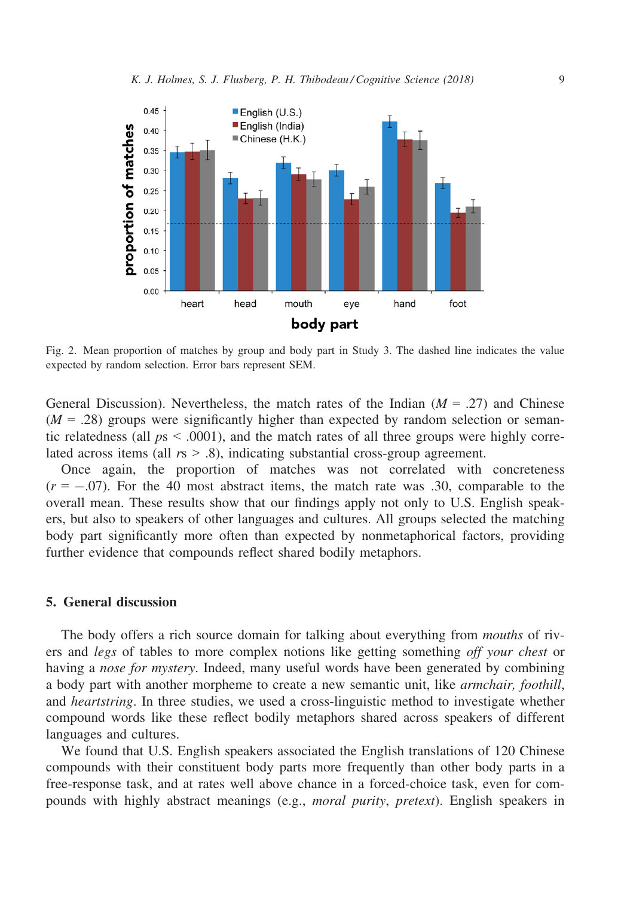Fig. 2. Mean proportion of matches by group and body part in Study 3. The dashed line indicates the value expected by random selection. Error bars represent SEM.

General Discussion). Nevertheless, the match rates of the Indian ($M$ = .27) and Chinese ($M$ = .28) groups were significantly higher than expected by random selection or semantic relatedness (all $ps < .0001$), and the match rates of all three groups were highly correlated across items (all $rs > .8$), indicating substantial cross-group agreement.

Once again, the proportion of matches was not correlated with concreteness ($r = -.07$). For the 40 most abstract items, the match rate was .30, comparable to the overall mean. These results show that our findings apply not only to U.S. English speakers, but also to speakers of other languages and cultures. All groups selected the matching body part significantly more often than expected by nonmetaphorical factors, providing further evidence that compounds reflect shared bodily metaphors.

## 5. General discussion

The body offers a rich source domain for talking about everything from *mouths* of rivers and *legs* of tables to more complex notions like getting something *off your chest* or having a *nose for mystery*. Indeed, many useful words have been generated by combining a body part with another morpheme to create a new semantic unit, like *armchair, foothill*, and *heartstring*. In three studies, we used a cross-linguistic method to investigate whether compound words like these reflect bodily metaphors shared across speakers of different languages and cultures.

We found that U.S. English speakers associated the English translations of 120 Chinese compounds with their constituent body parts more frequently than other body parts in a free-response task, and at rates well above chance in a forced-choice task, even for compounds with highly abstract meanings (e.g., *moral purity*, *pretext*). English speakers in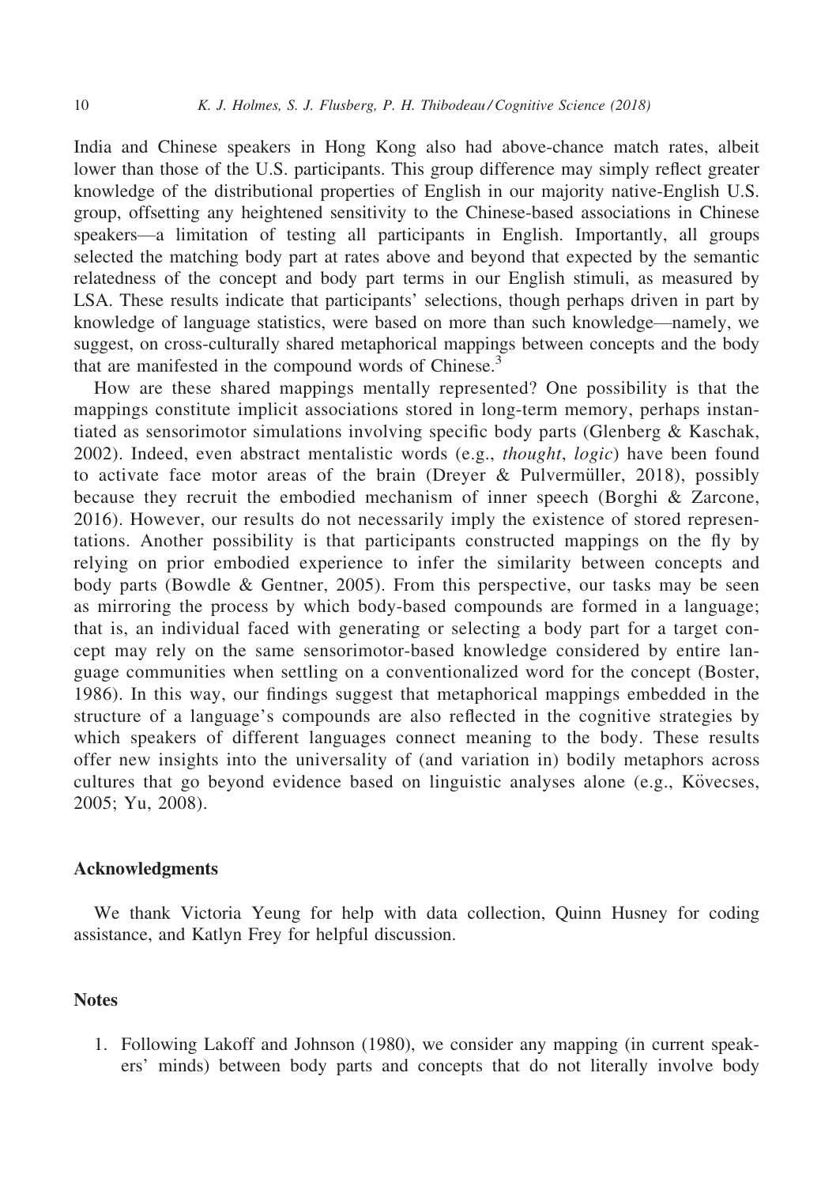India and Chinese speakers in Hong Kong also had above-chance match rates, albeit lower than those of the U.S. participants. This group difference may simply reflect greater knowledge of the distributional properties of English in our majority native-English U.S. group, offsetting any heightened sensitivity to the Chinese-based associations in Chinese speakers—a limitation of testing all participants in English. Importantly, all groups selected the matching body part at rates above and beyond that expected by the semantic relatedness of the concept and body part terms in our English stimuli, as measured by LSA. These results indicate that participants' selections, though perhaps driven in part by knowledge of language statistics, were based on more than such knowledge—namely, we suggest, on cross-culturally shared metaphorical mappings between concepts and the body that are manifested in the compound words of Chinese.[3]

How are these shared mappings mentally represented? One possibility is that the mappings constitute implicit associations stored in long-term memory, perhaps instantiated as sensorimotor simulations involving specific body parts (Glenberg & Kaschak, 2002). Indeed, even abstract mentalistic words (e.g., *thought*, *logic*) have been found to activate face motor areas of the brain (Dreyer & Pulvermüller, 2018), possibly because they recruit the embodied mechanism of inner speech (Borghi & Zarcone, 2016). However, our results do not necessarily imply the existence of stored representations. Another possibility is that participants constructed mappings on the fly by relying on prior embodied experience to infer the similarity between concepts and body parts (Bowdle & Gentner, 2005). From this perspective, our tasks may be seen as mirroring the process by which body-based compounds are formed in a language; that is, an individual faced with generating or selecting a body part for a target concept may rely on the same sensorimotor-based knowledge considered by entire language communities when settling on a conventionalized word for the concept (Boster, 1986). In this way, our findings suggest that metaphorical mappings embedded in the structure of a language's compounds are also reflected in the cognitive strategies by which speakers of different languages connect meaning to the body. These results offer new insights into the universality of (and variation in) bodily metaphors across cultures that go beyond evidence based on linguistic analyses alone (e.g., Kövecses, 2005; Yu, 2008).

## Acknowledgments

We thank Victoria Yeung for help with data collection, Quinn Husney for coding assistance, and Katlyn Frey for helpful discussion.

## Notes

1. Following Lakoff and Johnson (1980), we consider any mapping (in current speakers' minds) between body parts and concepts that do not literally involve body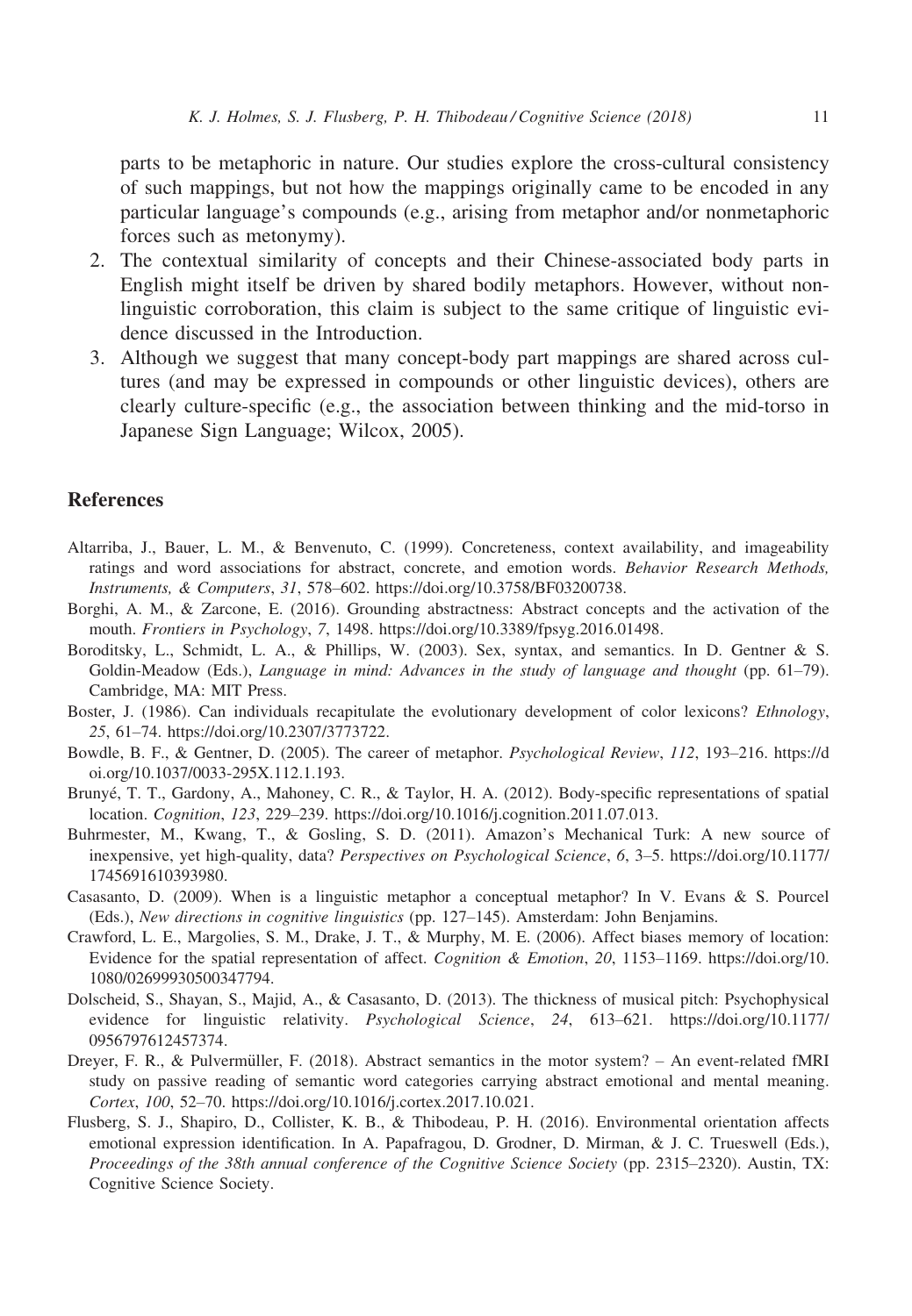parts to be metaphoric in nature. Our studies explore the cross-cultural consistency of such mappings, but not how the mappings originally came to be encoded in any particular language's compounds (e.g., arising from metaphor and/or nonmetaphoric forces such as metonymy).

2. The contextual similarity of concepts and their Chinese-associated body parts in English might itself be driven by shared bodily metaphors. However, without nonlinguistic corroboration, this claim is subject to the same critique of linguistic evidence discussed in the Introduction.
3. Although we suggest that many concept-body part mappings are shared across cultures (and may be expressed in compounds or other linguistic devices), others are clearly culture-specific (e.g., the association between thinking and the mid-torso in Japanese Sign Language; Wilcox, 2005).

## References

Altarriba, J., Bauer, L. M., & Benvenuto, C. (1999). Concreteness, context availability, and imageability ratings and word associations for abstract, concrete, and emotion words. *Behavior Research Methods, Instruments, & Computers*, *31*, 578–602. https://doi.org/10.3758/BF03200738.

Borghi, A. M., & Zarcone, E. (2016). Grounding abstractness: Abstract concepts and the activation of the mouth. *Frontiers in Psychology*, *7*, 1498. https://doi.org/10.3389/fpsyg.2016.01498.

Boroditsky, L., Schmidt, L. A., & Phillips, W. (2003). Sex, syntax, and semantics. In D. Gentner & S. Goldin-Meadow (Eds.), *Language in mind: Advances in the study of language and thought* (pp. 61–79). Cambridge, MA: MIT Press.

Boster, J. (1986). Can individuals recapitulate the evolutionary development of color lexicons? *Ethnology*, *25*, 61–74. https://doi.org/10.2307/3773722.

Bowdle, B. F., & Gentner, D. (2005). The career of metaphor. *Psychological Review*, *112*, 193–216. https://doi.org/10.1037/0033-295X.112.1.193.

Brunyé, T. T., Gardony, A., Mahoney, C. R., & Taylor, H. A. (2012). Body-specific representations of spatial location. *Cognition*, *123*, 229–239. https://doi.org/10.1016/j.cognition.2011.07.013.

Buhrmester, M., Kwang, T., & Gosling, S. D. (2011). Amazon's Mechanical Turk: A new source of inexpensive, yet high-quality, data? *Perspectives on Psychological Science*, *6*, 3–5. https://doi.org/10.1177/1745691610393980.

Casasanto, D. (2009). When is a linguistic metaphor a conceptual metaphor? In V. Evans & S. Pourcel (Eds.), *New directions in cognitive linguistics* (pp. 127–145). Amsterdam: John Benjamins.

Crawford, L. E., Margolies, S. M., Drake, J. T., & Murphy, M. E. (2006). Affect biases memory of location: Evidence for the spatial representation of affect. *Cognition & Emotion*, *20*, 1153–1169. https://doi.org/10.1080/02699930500347794.

Dolscheid, S., Shayan, S., Majid, A., & Casasanto, D. (2013). The thickness of musical pitch: Psychophysical evidence for linguistic relativity. *Psychological Science*, *24*, 613–621. https://doi.org/10.1177/0956797612457374.

Dreyer, F. R., & Pulvermüller, F. (2018). Abstract semantics in the motor system? – An event-related fMRI study on passive reading of semantic word categories carrying abstract emotional and mental meaning. *Cortex*, *100*, 52–70. https://doi.org/10.1016/j.cortex.2017.10.021.

Flusberg, S. J., Shapiro, D., Collister, K. B., & Thibodeau, P. H. (2016). Environmental orientation affects emotional expression identification. In A. Papafragou, D. Grodner, D. Mirman, & J. C. Trueswell (Eds.), *Proceedings of the 38th annual conference of the Cognitive Science Society* (pp. 2315–2320). Austin, TX: Cognitive Science Society.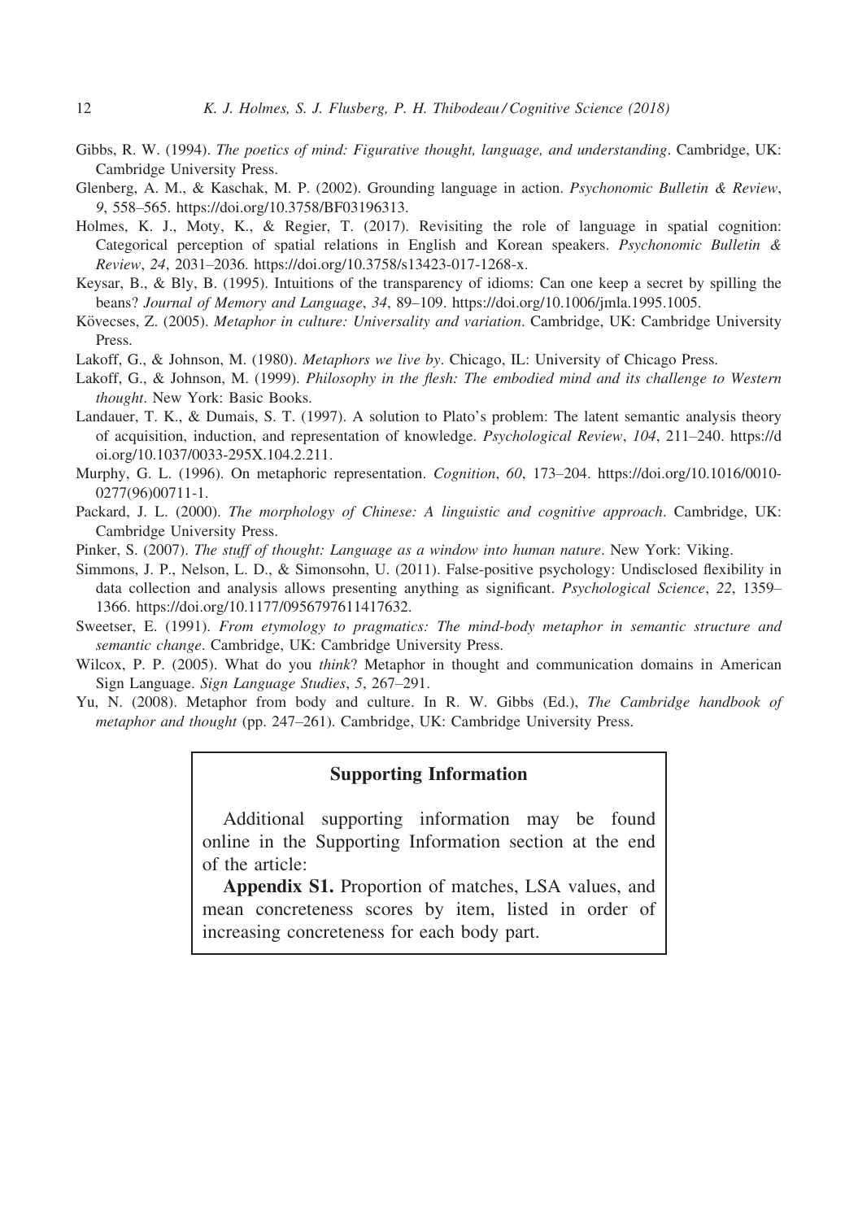Gibbs, R. W. (1994). *The poetics of mind: Figurative thought, language, and understanding*. Cambridge, UK: Cambridge University Press.

Glenberg, A. M., & Kaschak, M. P. (2002). Grounding language in action. *Psychonomic Bulletin & Review*, *9*, 558–565. https://doi.org/10.3758/BF03196313.

Holmes, K. J., Moty, K., & Regier, T. (2017). Revisiting the role of language in spatial cognition: Categorical perception of spatial relations in English and Korean speakers. *Psychonomic Bulletin & Review*, *24*, 2031–2036. https://doi.org/10.3758/s13423-017-1268-x.

Keysar, B., & Bly, B. (1995). Intuitions of the transparency of idioms: Can one keep a secret by spilling the beans? *Journal of Memory and Language*, *34*, 89–109. https://doi.org/10.1006/jmla.1995.1005.

Kövecses, Z. (2005). *Metaphor in culture: Universality and variation*. Cambridge, UK: Cambridge University Press.

Lakoff, G., & Johnson, M. (1980). *Metaphors we live by*. Chicago, IL: University of Chicago Press.

Lakoff, G., & Johnson, M. (1999). *Philosophy in the flesh: The embodied mind and its challenge to Western thought*. New York: Basic Books.

Landauer, T. K., & Dumais, S. T. (1997). A solution to Plato's problem: The latent semantic analysis theory of acquisition, induction, and representation of knowledge. *Psychological Review*, *104*, 211–240. https://doi.org/10.1037/0033-295X.104.2.211.

Murphy, G. L. (1996). On metaphoric representation. *Cognition*, *60*, 173–204. https://doi.org/10.1016/0010-0277(96)00711-1.

Packard, J. L. (2000). *The morphology of Chinese: A linguistic and cognitive approach*. Cambridge, UK: Cambridge University Press.

Pinker, S. (2007). *The stuff of thought: Language as a window into human nature*. New York: Viking.

Simmons, J. P., Nelson, L. D., & Simonsohn, U. (2011). False-positive psychology: Undisclosed flexibility in data collection and analysis allows presenting anything as significant. *Psychological Science*, *22*, 1359–1366. https://doi.org/10.1177/0956797611417632.

Sweetser, E. (1991). *From etymology to pragmatics: The mind-body metaphor in semantic structure and semantic change*. Cambridge, UK: Cambridge University Press.

Wilcox, P. P. (2005). What do you *think*? Metaphor in thought and communication domains in American Sign Language. *Sign Language Studies*, *5*, 267–291.

Yu, N. (2008). Metaphor from body and culture. In R. W. Gibbs (Ed.), *The Cambridge handbook of metaphor and thought* (pp. 247–261). Cambridge, UK: Cambridge University Press.

## Supporting Information

Additional supporting information may be found online in the Supporting Information section at the end of the article:

**Appendix S1.** Proportion of matches, LSA values, and mean concreteness scores by item, listed in order of increasing concreteness for each body part.